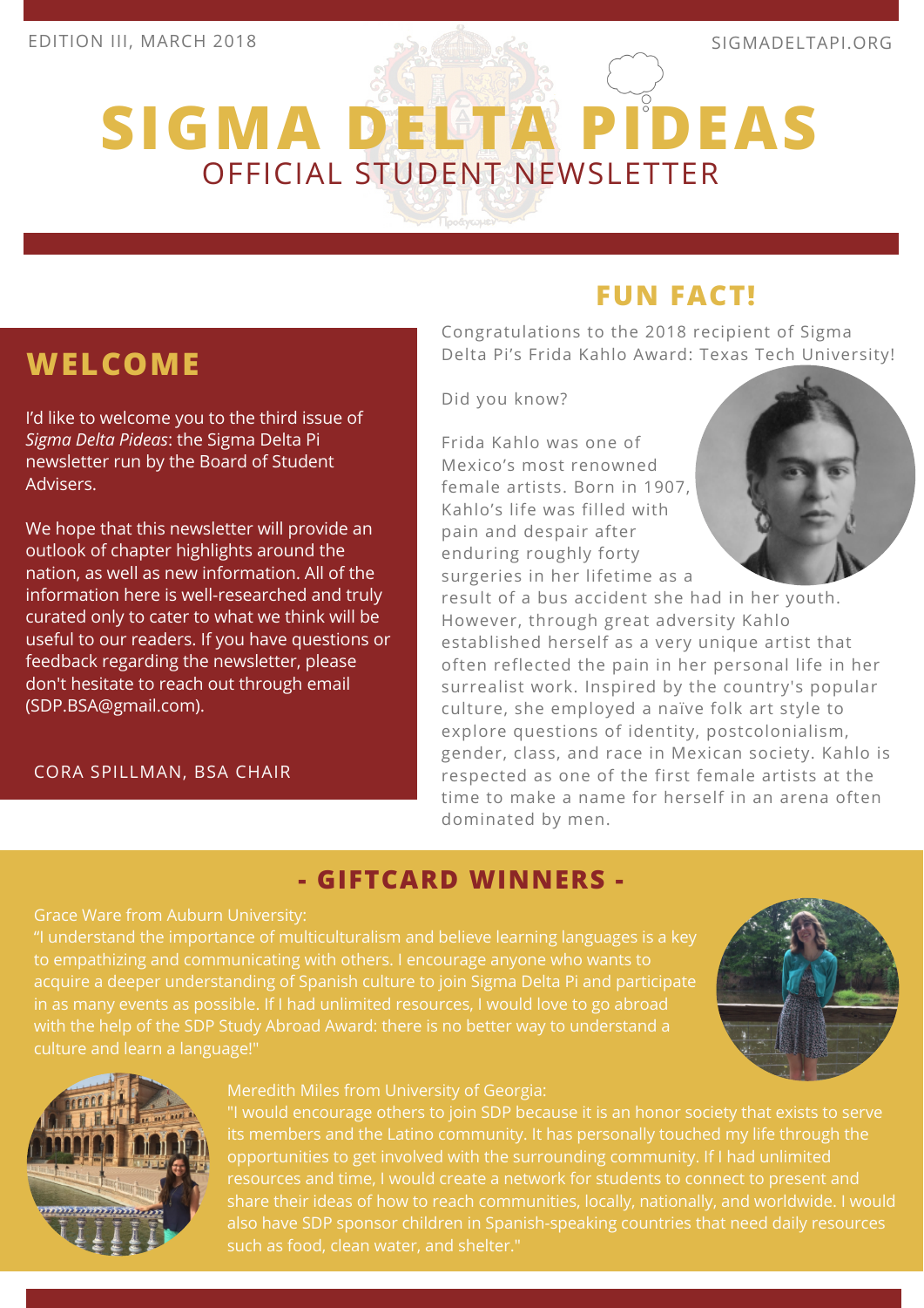EDITION III, MARCH 2018

SIGMADELTAPI.ORG

# SIGMA DELTA PIDEAS

OFFICIAL STUDENT NEWSLETTER

## WELCOME

I'd like to welcome you to the third issue of *Sigma Delta Pideas*: the Sigma Delta Pi newsletter run by the Board of Student Advisers.

We hope that this newsletter will provide an outlook of chapter highlights around the nation, as well as new information. All of the information here is well-researched and truly curated only to cater to what we think will be useful to our readers. If you have questions or feedback regarding the newsletter, please don't hesitate to reach out through email (SDP.BSA@gmail.com).

CORA SPILLMAN, BSA CHAIR

## FUN FACT!

Congratulations to the 2018 recipient of Sigma Delta Pi's Frida Kahlo Award: Texas Tech University!

Did you know?

Frida Kahlo was one of Mexico's most renowned female artists. Born in 1907, Kahlo's life was filled with pain and despair after enduring roughly forty surgeries in her lifetime as a result of a bus accident she had in her youth. However, through great adversity Kahlo established herself as a very unique artist that often reflected the pain in her personal life in her surrealist work. Inspired by the country's popular culture, she employed a naïve folk art style to explore questions of identity, postcolonialism, gender, class, and race in Mexican society. Kahlo is respected as one of the first female artists at the time to make a name for herself in an arena often dominated by men.

## - GIFTCARD WINNERS -

Grace Ware from Auburn University:
"I understand the importance of multiculturalism and believe learning languages is a key to empathizing and communicating with others. I encourage anyone who wants to acquire a deeper understanding of Spanish culture to join Sigma Delta Pi and participate in as many events as possible. If I had unlimited resources, I would love to go abroad with the help of the SDP Study Abroad Award: there is no better way to understand a culture and learn a language!"

Meredith Miles from University of Georgia:
"I would encourage others to join SDP because it is an honor society that exists to serve its members and the Latino community. It has personally touched my life through the opportunities to get involved with the surrounding community. If I had unlimited resources and time, I would create a network for students to connect to present and share their ideas of how to reach communities, locally, nationally, and worldwide. I would also have SDP sponsor children in Spanish-speaking countries that need daily resources such as food, clean water, and shelter."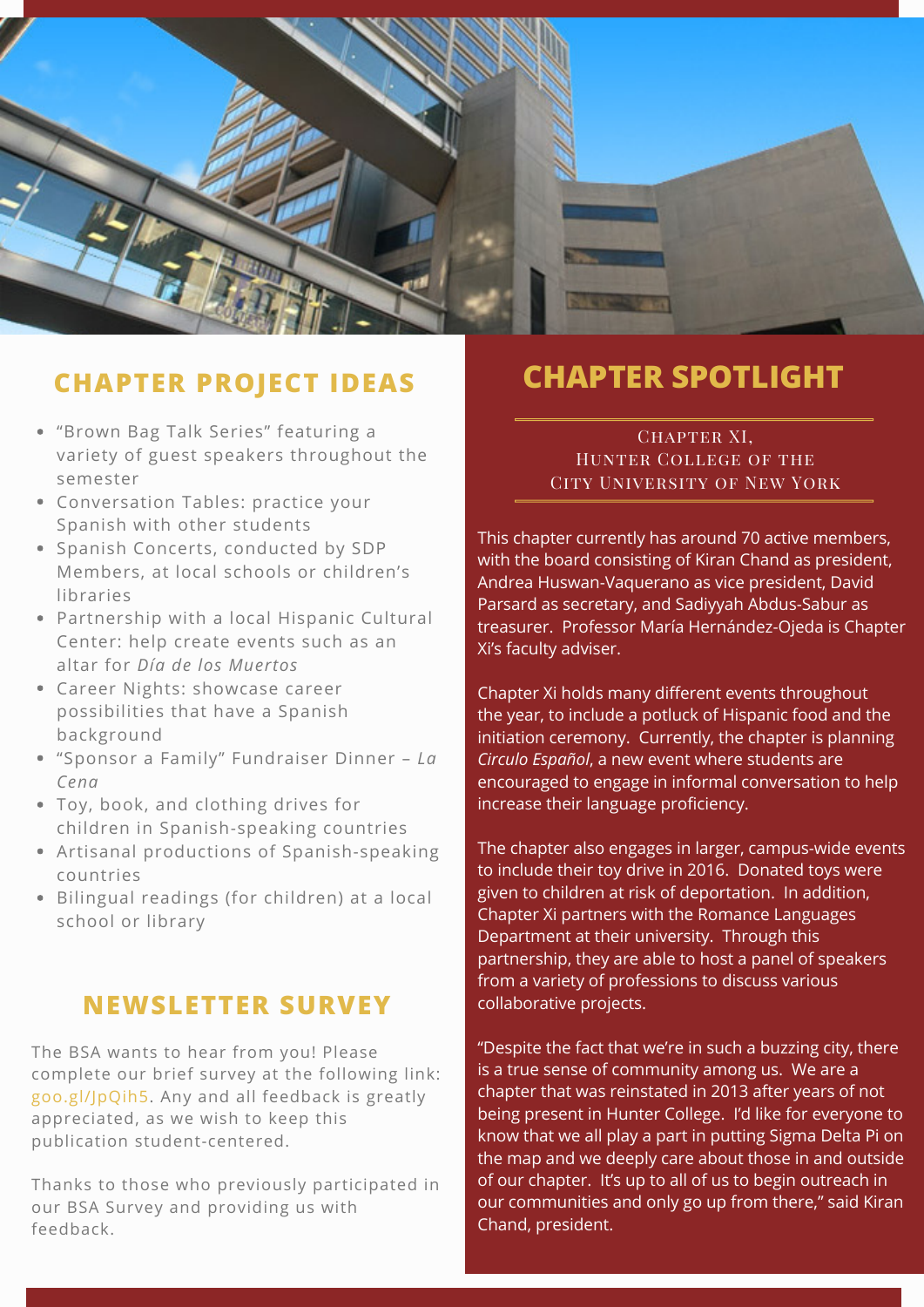## CHAPTER PROJECT IDEAS

- "Brown Bag Talk Series" featuring a variety of guest speakers throughout the semester
- Conversation Tables: practice your Spanish with other students
- Spanish Concerts, conducted by SDP Members, at local schools or children's libraries
- Partnership with a local Hispanic Cultural Center: help create events such as an altar for *Día de los Muertos*
- Career Nights: showcase career possibilities that have a Spanish background
- "Sponsor a Family" Fundraiser Dinner – *La Cena*
- Toy, book, and clothing drives for children in Spanish-speaking countries
- Artisanal productions of Spanish-speaking countries
- Bilingual readings (for children) at a local school or library

## NEWSLETTER SURVEY

The BSA wants to hear from you! Please complete our brief survey at the following link: goo.gl/JpQih5. Any and all feedback is greatly appreciated, as we wish to keep this publication student-centered.

Thanks to those who previously participated in our BSA Survey and providing us with feedback.

## CHAPTER SPOTLIGHT

### Chapter Xi, Hunter College of the City University of New York

This chapter currently has around 70 active members, with the board consisting of Kiran Chand as president, Andrea Huswan-Vaquerano as vice president, David Parsard as secretary, and Sadiyyah Abdus-Sabur as treasurer. Professor María Hernández-Ojeda is Chapter Xi's faculty adviser.

Chapter Xi holds many different events throughout the year, to include a potluck of Hispanic food and the initiation ceremony. Currently, the chapter is planning *Circulo Español*, a new event where students are encouraged to engage in informal conversation to help increase their language proficiency.

The chapter also engages in larger, campus-wide events to include their toy drive in 2016. Donated toys were given to children at risk of deportation. In addition, Chapter Xi partners with the Romance Languages Department at their university. Through this partnership, they are able to host a panel of speakers from a variety of professions to discuss various collaborative projects.

"Despite the fact that we're in such a buzzing city, there is a true sense of community among us. We are a chapter that was reinstated in 2013 after years of not being present in Hunter College. I'd like for everyone to know that we all play a part in putting Sigma Delta Pi on the map and we deeply care about those in and outside of our chapter. It's up to all of us to begin outreach in our communities and only go up from there," said Kiran Chand, president.